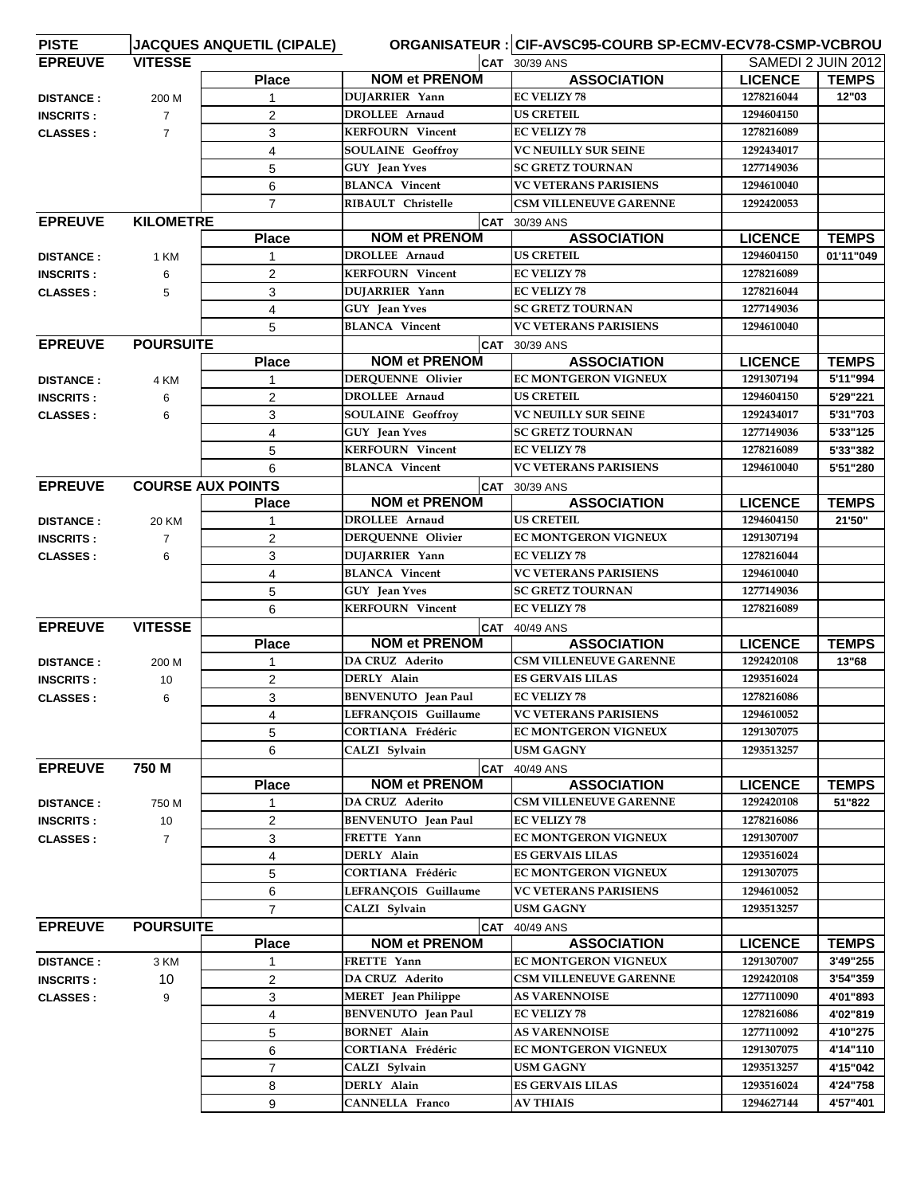| PISTE | JACQUES ANQUETIL (CIPALE) | | ORGANISATEUR : CIF-AVSC95-COURB SP-ECMV-ECV78-CSMP-VCBROU | | | |
|---|---|---|---|---|---|---|
| EPREUVE | VITESSE | | CAT 30/39 ANS | | SAMEDI 2 JUIN 2012 | |
| | | Place | NOM et PRENOM | ASSOCIATION | LICENCE | TEMPS |
| DISTANCE : | 200 M | 1 | DUJARRIER Yann | EC VELIZY 78 | 1278216044 | 12"03 |
| INSCRITS : | 7 | 2 | DROLLEE Arnaud | US CRETEIL | 1294604150 | |
| CLASSES : | 7 | 3 | KERFOURN Vincent | EC VELIZY 78 | 1278216089 | |
| | | 4 | SOULAINE Geoffroy | VC NEUILLY SUR SEINE | 1292434017 | |
| | | 5 | GUY Jean Yves | SC GRETZ TOURNAN | 1277149036 | |
| | | 6 | BLANCA Vincent | VC VETERANS PARISIENS | 1294610040 | |
| | | 7 | RIBAULT Christelle | CSM VILLENEUVE GARENNE | 1292420053 | |
| EPREUVE | KILOMETRE | | CAT 30/39 ANS | | | |
| | | Place | NOM et PRENOM | ASSOCIATION | LICENCE | TEMPS |
| DISTANCE : | 1 KM | 1 | DROLLEE Arnaud | US CRETEIL | 1294604150 | 01'11"049 |
| INSCRITS : | 6 | 2 | KERFOURN Vincent | EC VELIZY 78 | 1278216089 | |
| CLASSES : | 5 | 3 | DUJARRIER Yann | EC VELIZY 78 | 1278216044 | |
| | | 4 | GUY Jean Yves | SC GRETZ TOURNAN | 1277149036 | |
| | | 5 | BLANCA Vincent | VC VETERANS PARISIENS | 1294610040 | |
| EPREUVE | POURSUITE | | CAT 30/39 ANS | | | |
| | | Place | NOM et PRENOM | ASSOCIATION | LICENCE | TEMPS |
| DISTANCE : | 4 KM | 1 | DERQUENNE Olivier | EC MONTGERON VIGNEUX | 1291307194 | 5'11"994 |
| INSCRITS : | 6 | 2 | DROLLEE Arnaud | US CRETEIL | 1294604150 | 5'29"221 |
| CLASSES : | 6 | 3 | SOULAINE Geoffroy | VC NEUILLY SUR SEINE | 1292434017 | 5'31"703 |
| | | 4 | GUY Jean Yves | SC GRETZ TOURNAN | 1277149036 | 5'33"125 |
| | | 5 | KERFOURN Vincent | EC VELIZY 78 | 1278216089 | 5'33"382 |
| | | 6 | BLANCA Vincent | VC VETERANS PARISIENS | 1294610040 | 5'51"280 |
| EPREUVE | COURSE AUX POINTS | | CAT 30/39 ANS | | | |
| | | Place | NOM et PRENOM | ASSOCIATION | LICENCE | TEMPS |
| DISTANCE : | 20 KM | 1 | DROLLEE Arnaud | US CRETEIL | 1294604150 | 21'50" |
| INSCRITS : | 7 | 2 | DERQUENNE Olivier | EC MONTGERON VIGNEUX | 1291307194 | |
| CLASSES : | 6 | 3 | DUJARRIER Yann | EC VELIZY 78 | 1278216044 | |
| | | 4 | BLANCA Vincent | VC VETERANS PARISIENS | 1294610040 | |
| | | 5 | GUY Jean Yves | SC GRETZ TOURNAN | 1277149036 | |
| | | 6 | KERFOURN Vincent | EC VELIZY 78 | 1278216089 | |
| EPREUVE | VITESSE | | CAT 40/49 ANS | | | |
| | | Place | NOM et PRENOM | ASSOCIATION | LICENCE | TEMPS |
| DISTANCE : | 200 M | 1 | DA CRUZ Aderito | CSM VILLENEUVE GARENNE | 1292420108 | 13"68 |
| INSCRITS : | 10 | 2 | DERLY Alain | ES GERVAIS LILAS | 1293516024 | |
| CLASSES : | 6 | 3 | BENVENUTO Jean Paul | EC VELIZY 78 | 1278216086 | |
| | | 4 | LEFRANÇOIS Guillaume | VC VETERANS PARISIENS | 1294610052 | |
| | | 5 | CORTIANA Frédéric | EC MONTGERON VIGNEUX | 1291307075 | |
| | | 6 | CALZI Sylvain | USM GAGNY | 1293513257 | |
| EPREUVE | 750 M | | CAT 40/49 ANS | | | |
| | | Place | NOM et PRENOM | ASSOCIATION | LICENCE | TEMPS |
| DISTANCE : | 750 M | 1 | DA CRUZ Aderito | CSM VILLENEUVE GARENNE | 1292420108 | 51"822 |
| INSCRITS : | 10 | 2 | BENVENUTO Jean Paul | EC VELIZY 78 | 1278216086 | |
| CLASSES : | 7 | 3 | FRETTE Yann | EC MONTGERON VIGNEUX | 1291307007 | |
| | | 4 | DERLY Alain | ES GERVAIS LILAS | 1293516024 | |
| | | 5 | CORTIANA Frédéric | EC MONTGERON VIGNEUX | 1291307075 | |
| | | 6 | LEFRANÇOIS Guillaume | VC VETERANS PARISIENS | 1294610052 | |
| | | 7 | CALZI Sylvain | USM GAGNY | 1293513257 | |
| EPREUVE | POURSUITE | | CAT 40/49 ANS | | | |
| | | Place | NOM et PRENOM | ASSOCIATION | LICENCE | TEMPS |
| DISTANCE : | 3 KM | 1 | FRETTE Yann | EC MONTGERON VIGNEUX | 1291307007 | 3'49"255 |
| INSCRITS : | 10 | 2 | DA CRUZ Aderito | CSM VILLENEUVE GARENNE | 1292420108 | 3'54"359 |
| CLASSES : | 9 | 3 | MERET Jean Philippe | AS VARENNOISE | 1277110090 | 4'01"893 |
| | | 4 | BENVENUTO Jean Paul | EC VELIZY 78 | 1278216086 | 4'02"819 |
| | | 5 | BORNET Alain | AS VARENNOISE | 1277110092 | 4'10"275 |
| | | 6 | CORTIANA Frédéric | EC MONTGERON VIGNEUX | 1291307075 | 4'14"110 |
| | | 7 | CALZI Sylvain | USM GAGNY | 1293513257 | 4'15"042 |
| | | 8 | DERLY Alain | ES GERVAIS LILAS | 1293516024 | 4'24"758 |
| | | 9 | CANNELLA Franco | AV THIAIS | 1294627144 | 4'57"401 |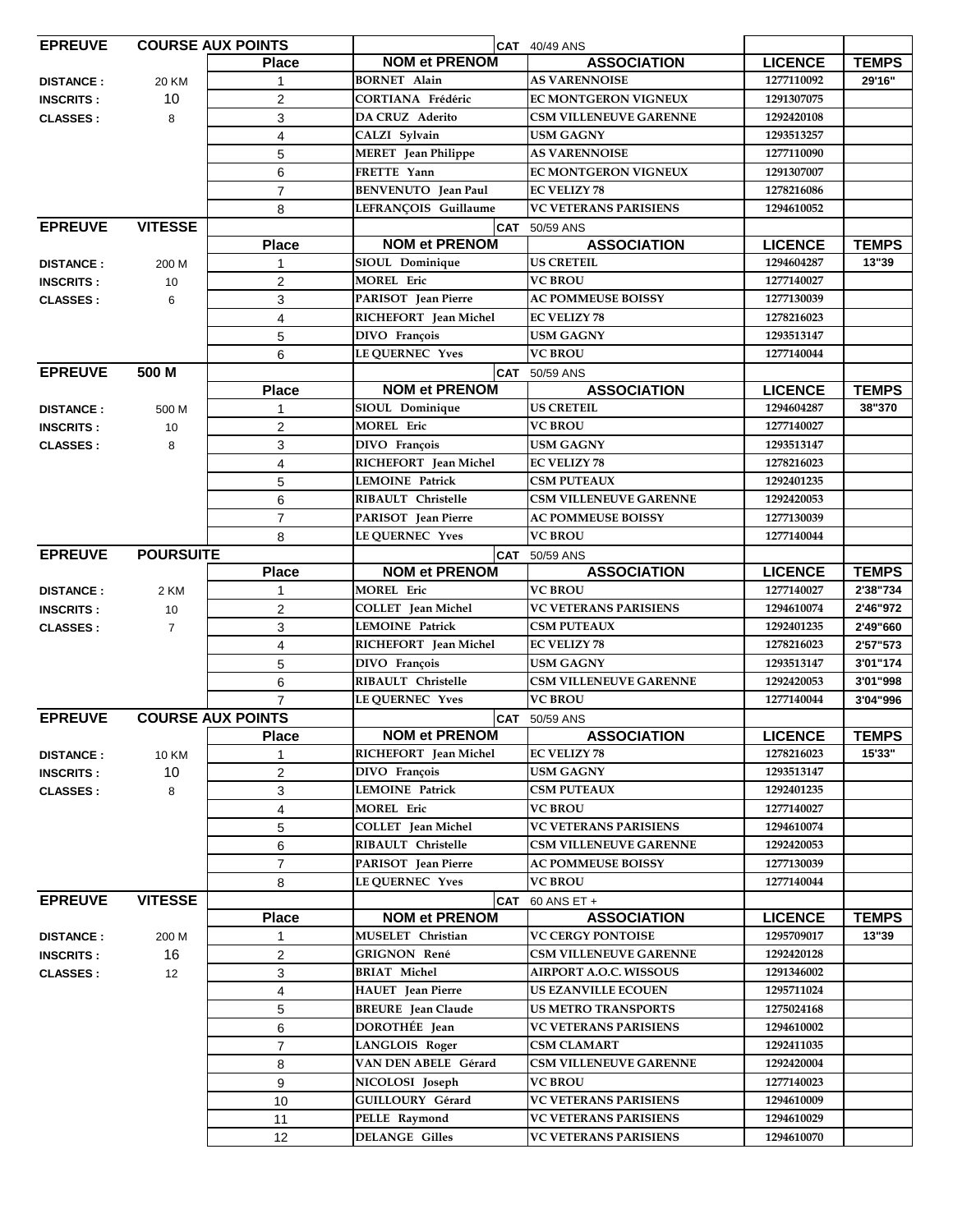| EPREUVE | COURSE AUX POINTS | | | CAT 40/49 ANS | | |
|---|---|---|---|---|---|---|
| | | Place | NOM et PRENOM | ASSOCIATION | LICENCE | TEMPS |
| DISTANCE : | 20 KM | 1 | BORNET Alain | AS VARENNOISE | 1277110092 | 29'16" |
| INSCRITS : | 10 | 2 | CORTIANA Frédéric | EC MONTGERON VIGNEUX | 1291307075 | |
| CLASSES : | 8 | 3 | DA CRUZ Aderito | CSM VILLENEUVE GARENNE | 1292420108 | |
| | | 4 | CALZI Sylvain | USM GAGNY | 1293513257 | |
| | | 5 | MERET Jean Philippe | AS VARENNOISE | 1277110090 | |
| | | 6 | FRETTE Yann | EC MONTGERON VIGNEUX | 1291307007 | |
| | | 7 | BENVENUTO Jean Paul | EC VELIZY 78 | 1278216086 | |
| | | 8 | LEFRANÇOIS Guillaume | VC VETERANS PARISIENS | 1294610052 | |

| EPREUVE | VITESSE | | | CAT 50/59 ANS | | |
|---|---|---|---|---|---|---|
| | | Place | NOM et PRENOM | ASSOCIATION | LICENCE | TEMPS |
| DISTANCE : | 200 M | 1 | SIOUL Dominique | US CRETEIL | 1294604287 | 13"39 |
| INSCRITS : | 10 | 2 | MOREL Eric | VC BROU | 1277140027 | |
| CLASSES : | 6 | 3 | PARISOT Jean Pierre | AC POMMEUSE BOISSY | 1277130039 | |
| | | 4 | RICHEFORT Jean Michel | EC VELIZY 78 | 1278216023 | |
| | | 5 | DIVO François | USM GAGNY | 1293513147 | |
| | | 6 | LE QUERNEC Yves | VC BROU | 1277140044 | |

| EPREUVE | 500 M | | | CAT 50/59 ANS | | |
|---|---|---|---|---|---|---|
| | | Place | NOM et PRENOM | ASSOCIATION | LICENCE | TEMPS |
| DISTANCE : | 500 M | 1 | SIOUL Dominique | US CRETEIL | 1294604287 | 38"370 |
| INSCRITS : | 10 | 2 | MOREL Eric | VC BROU | 1277140027 | |
| CLASSES : | 8 | 3 | DIVO François | USM GAGNY | 1293513147 | |
| | | 4 | RICHEFORT Jean Michel | EC VELIZY 78 | 1278216023 | |
| | | 5 | LEMOINE Patrick | CSM PUTEAUX | 1292401235 | |
| | | 6 | RIBAULT Christelle | CSM VILLENEUVE GARENNE | 1292420053 | |
| | | 7 | PARISOT Jean Pierre | AC POMMEUSE BOISSY | 1277130039 | |
| | | 8 | LE QUERNEC Yves | VC BROU | 1277140044 | |

| EPREUVE | POURSUITE | | | CAT 50/59 ANS | | |
|---|---|---|---|---|---|---|
| | | Place | NOM et PRENOM | ASSOCIATION | LICENCE | TEMPS |
| DISTANCE : | 2 KM | 1 | MOREL Eric | VC BROU | 1277140027 | 2'38"734 |
| INSCRITS : | 10 | 2 | COLLET Jean Michel | VC VETERANS PARISIENS | 1294610074 | 2'46"972 |
| CLASSES : | 7 | 3 | LEMOINE Patrick | CSM PUTEAUX | 1292401235 | 2'49"660 |
| | | 4 | RICHEFORT Jean Michel | EC VELIZY 78 | 1278216023 | 2'57"573 |
| | | 5 | DIVO François | USM GAGNY | 1293513147 | 3'01"174 |
| | | 6 | RIBAULT Christelle | CSM VILLENEUVE GARENNE | 1292420053 | 3'01"998 |
| | | 7 | LE QUERNEC Yves | VC BROU | 1277140044 | 3'04"996 |

| EPREUVE | COURSE AUX POINTS | | | CAT 50/59 ANS | | |
|---|---|---|---|---|---|---|
| | | Place | NOM et PRENOM | ASSOCIATION | LICENCE | TEMPS |
| DISTANCE : | 10 KM | 1 | RICHEFORT Jean Michel | EC VELIZY 78 | 1278216023 | 15'33" |
| INSCRITS : | 10 | 2 | DIVO François | USM GAGNY | 1293513147 | |
| CLASSES : | 8 | 3 | LEMOINE Patrick | CSM PUTEAUX | 1292401235 | |
| | | 4 | MOREL Eric | VC BROU | 1277140027 | |
| | | 5 | COLLET Jean Michel | VC VETERANS PARISIENS | 1294610074 | |
| | | 6 | RIBAULT Christelle | CSM VILLENEUVE GARENNE | 1292420053 | |
| | | 7 | PARISOT Jean Pierre | AC POMMEUSE BOISSY | 1277130039 | |
| | | 8 | LE QUERNEC Yves | VC BROU | 1277140044 | |

| EPREUVE | VITESSE | | | CAT 60 ANS ET + | | |
|---|---|---|---|---|---|---|
| | | Place | NOM et PRENOM | ASSOCIATION | LICENCE | TEMPS |
| DISTANCE : | 200 M | 1 | MUSELET Christian | VC CERGY PONTOISE | 1295709017 | 13"39 |
| INSCRITS : | 16 | 2 | GRIGNON René | CSM VILLENEUVE GARENNE | 1292420128 | |
| CLASSES : | 12 | 3 | BRIAT Michel | AIRPORT A.O.C. WISSOUS | 1291346002 | |
| | | 4 | HAUET Jean Pierre | US EZANVILLE ECOUEN | 1295711024 | |
| | | 5 | BREURE Jean Claude | US METRO TRANSPORTS | 1275024168 | |
| | | 6 | DOROTHÉE Jean | VC VETERANS PARISIENS | 1294610002 | |
| | | 7 | LANGLOIS Roger | CSM CLAMART | 1292411035 | |
| | | 8 | VAN DEN ABELE Gérard | CSM VILLENEUVE GARENNE | 1292420004 | |
| | | 9 | NICOLOSI Joseph | VC BROU | 1277140023 | |
| | | 10 | GUILLOURY Gérard | VC VETERANS PARISIENS | 1294610009 | |
| | | 11 | PELLE Raymond | VC VETERANS PARISIENS | 1294610029 | |
| | | 12 | DELANGE Gilles | VC VETERANS PARISIENS | 1294610070 | |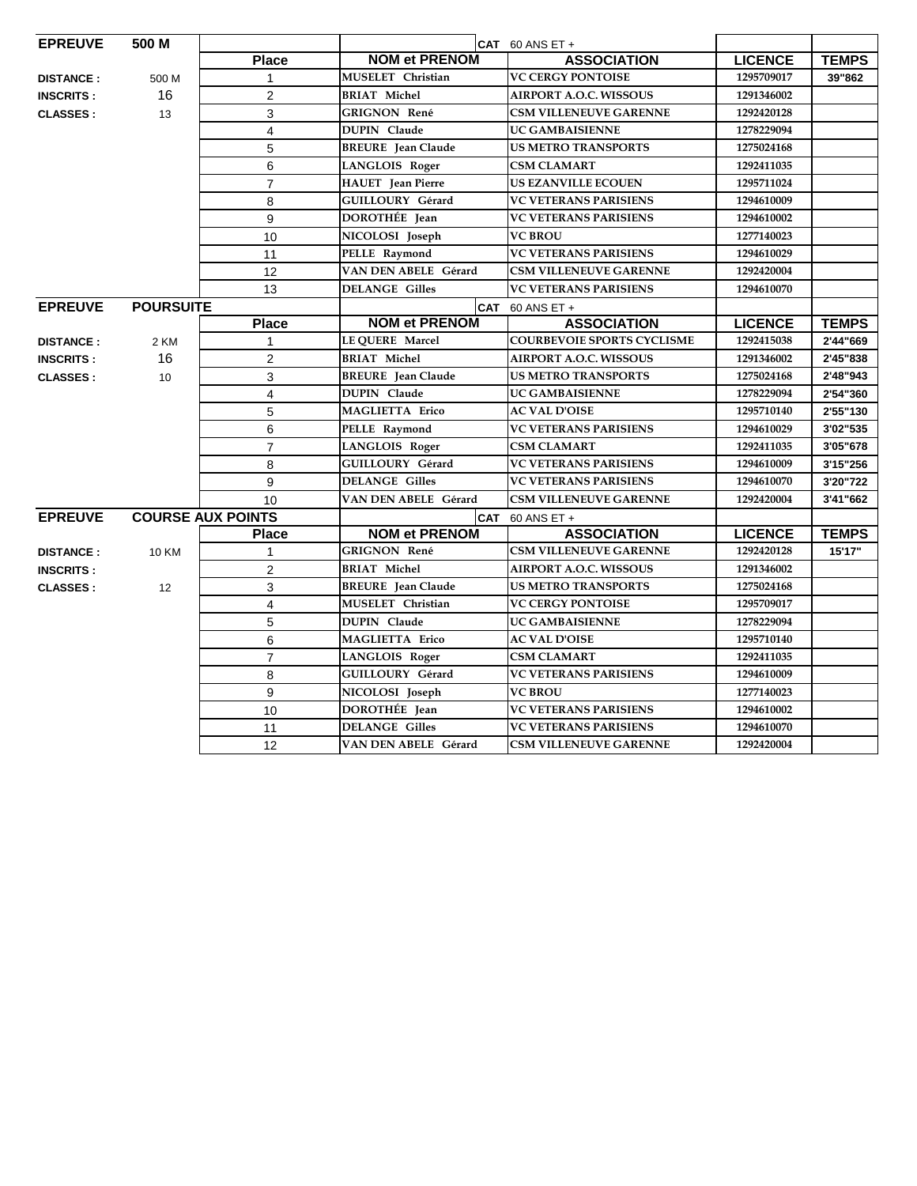| EPREUVE | 500 M | | CAT 60 ANS ET + | | | |
|---|---|---|---|---|---|---|
| | | Place | NOM et PRENOM | ASSOCIATION | LICENCE | TEMPS |
| DISTANCE : | 500 M | 1 | MUSELET Christian | VC CERGY PONTOISE | 1295709017 | 39"862 |
| INSCRITS : | 16 | 2 | BRIAT Michel | AIRPORT A.O.C. WISSOUS | 1291346002 | |
| CLASSES : | 13 | 3 | GRIGNON René | CSM VILLENEUVE GARENNE | 1292420128 | |
| | | 4 | DUPIN Claude | UC GAMBAISIENNE | 1278229094 | |
| | | 5 | BREURE Jean Claude | US METRO TRANSPORTS | 1275024168 | |
| | | 6 | LANGLOIS Roger | CSM CLAMART | 1292411035 | |
| | | 7 | HAUET Jean Pierre | US EZANVILLE ECOUEN | 1295711024 | |
| | | 8 | GUILLOURY Gérard | VC VETERANS PARISIENS | 1294610009 | |
| | | 9 | DOROTHÉE Jean | VC VETERANS PARISIENS | 1294610002 | |
| | | 10 | NICOLOSI Joseph | VC BROU | 1277140023 | |
| | | 11 | PELLE Raymond | VC VETERANS PARISIENS | 1294610029 | |
| | | 12 | VAN DEN ABELE Gérard | CSM VILLENEUVE GARENNE | 1292420004 | |
| | | 13 | DELANGE Gilles | VC VETERANS PARISIENS | 1294610070 | |

| EPREUVE | POURSUITE | | CAT 60 ANS ET + | | | |
|---|---|---|---|---|---|---|
| | | Place | NOM et PRENOM | ASSOCIATION | LICENCE | TEMPS |
| DISTANCE : | 2 KM | 1 | LE QUERE Marcel | COURBEVOIE SPORTS CYCLISME | 1292415038 | 2'44"669 |
| INSCRITS : | 16 | 2 | BRIAT Michel | AIRPORT A.O.C. WISSOUS | 1291346002 | 2'45"838 |
| CLASSES : | 10 | 3 | BREURE Jean Claude | US METRO TRANSPORTS | 1275024168 | 2'48"943 |
| | | 4 | DUPIN Claude | UC GAMBAISIENNE | 1278229094 | 2'54"360 |
| | | 5 | MAGLIETTA Erico | AC VAL D'OISE | 1295710140 | 2'55"130 |
| | | 6 | PELLE Raymond | VC VETERANS PARISIENS | 1294610029 | 3'02"535 |
| | | 7 | LANGLOIS Roger | CSM CLAMART | 1292411035 | 3'05"678 |
| | | 8 | GUILLOURY Gérard | VC VETERANS PARISIENS | 1294610009 | 3'15"256 |
| | | 9 | DELANGE Gilles | VC VETERANS PARISIENS | 1294610070 | 3'20"722 |
| | | 10 | VAN DEN ABELE Gérard | CSM VILLENEUVE GARENNE | 1292420004 | 3'41"662 |

| EPREUVE | COURSE AUX POINTS | | CAT 60 ANS ET + | | | |
|---|---|---|---|---|---|---|
| | | Place | NOM et PRENOM | ASSOCIATION | LICENCE | TEMPS |
| DISTANCE : | 10 KM | 1 | GRIGNON René | CSM VILLENEUVE GARENNE | 1292420128 | 15'17" |
| INSCRITS : | | 2 | BRIAT Michel | AIRPORT A.O.C. WISSOUS | 1291346002 | |
| CLASSES : | 12 | 3 | BREURE Jean Claude | US METRO TRANSPORTS | 1275024168 | |
| | | 4 | MUSELET Christian | VC CERGY PONTOISE | 1295709017 | |
| | | 5 | DUPIN Claude | UC GAMBAISIENNE | 1278229094 | |
| | | 6 | MAGLIETTA Erico | AC VAL D'OISE | 1295710140 | |
| | | 7 | LANGLOIS Roger | CSM CLAMART | 1292411035 | |
| | | 8 | GUILLOURY Gérard | VC VETERANS PARISIENS | 1294610009 | |
| | | 9 | NICOLOSI Joseph | VC BROU | 1277140023 | |
| | | 10 | DOROTHÉE Jean | VC VETERANS PARISIENS | 1294610002 | |
| | | 11 | DELANGE Gilles | VC VETERANS PARISIENS | 1294610070 | |
| | | 12 | VAN DEN ABELE Gérard | CSM VILLENEUVE GARENNE | 1292420004 | |